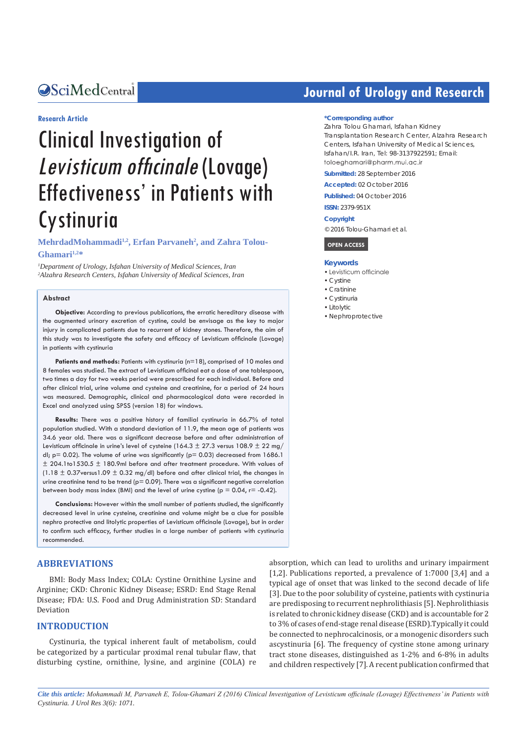Research Article

# Clinical Investigation of *Levisticum officinale* (Lovage) Effectiveness' in Patients with Cystinuria

**MehrdadMohammadi[1,2], Erfan Parvaneh[2], and Zahra Tolou-Ghamari[1,2]\***

*[1]Department of Urology, Isfahan University of Medical Sciences, Iran*
*[2]Alzahra Research Centers, Isfahan University of Medical Sciences, Iran*

**\*Corresponding author**
Zahra Tolou Ghamari, Isfahan Kidney Transplantation Research Center, Alzahra Research Centers, Isfahan University of Medical Sciences, Isfahan/I.R. Iran, Tel: 98-3137922591; Email: toloeghamari@pharm.mui.ac.ir

**Submitted:** 28 September 2016

**Accepted:** 02 October 2016

**Published:** 04 October 2016

**ISSN:** 2379-951X

**Copyright**
© 2016 Tolou-Ghamari et al.

OPEN ACCESS

**Keywords**
- Levisticum officinale
- Cystine
- Cratinine
- Cystinuria
- Litolytic
- Nephroprotective

## Abstract

**Objective:** According to previous publications, the erratic hereditary disease with the augmented urinary excretion of cystine, could be envisage as the key to major injury in complicated patients due to recurrent of kidney stones. Therefore, the aim of this study was to investigate the safety and efficacy of Levisticum officinale (Lovage) in patients with cystinuria

**Patients and methods:** Patients with cystinuria (n=18), comprised of 10 males and 8 females was studied. The extract of Levisticum officinal eat a dose of one tablespoon, two times a day for two weeks period were prescribed for each individual. Before and after clinical trial, urine volume and cysteine and creatinine, for a period of 24 hours was measured. Demographic, clinical and pharmacological data were recorded in Excel and analyzed using SPSS (version 18) for windows.

**Results:** There was a positive history of familial cystinuria in 66.7% of total population studied. With a standard deviation of 11.9, the mean age of patients was 34.6 year old. There was a significant decrease before and after administration of Levisticum officinale in urine's level of cysteine (164.3 ± 27.3 versus 108.9 ± 22 mg/dl; p= 0.02). The volume of urine was significantly (p= 0.03) decreased from 1686.1 ± 204.1to1530.5 ± 180.9ml before and after treatment procedure. With values of (1.18 ± 0.37versus1.09 ± 0.32 mg/dl) before and after clinical trial, the changes in urine creatinine tend to be trend (p= 0.09). There was a significant negative correlation between body mass index (BMI) and the level of urine cystine (p = 0.04, r= -0.42).

**Conclusions:** However within the small number of patients studied, the significantly decreased level in urine cysteine, creatinine and volume might be a clue for possible nephro protective and litolytic properties of Levisticum officinale (Lovage), but in order to confirm such efficacy, further studies in a large number of patients with cystinuria recommended.

## ABBREVIATIONS

BMI: Body Mass Index; COLA: Cystine Ornithine Lysine and Arginine; CKD: Chronic Kidney Disease; ESRD: End Stage Renal Disease; FDA: U.S. Food and Drug Administration SD: Standard Deviation

## INTRODUCTION

Cystinuria, the typical inherent fault of metabolism, could be categorized by a particular proximal renal tubular flaw, that disturbing cystine, ornithine, lysine, and arginine (COLA) re absorption, which can lead to uroliths and urinary impairment [1,2]. Publications reported, a prevalence of 1:7000 [3,4] and a typical age of onset that was linked to the second decade of life [3]. Due to the poor solubility of cysteine, patients with cystinuria are predisposing to recurrent nephrolithiasis [5]. Nephrolithiasis is related to chronic kidney disease (CKD) and is accountable for 2 to 3% of cases of end-stage renal disease (ESRD).Typically it could be connected to nephrocalcinosis, or a monogenic disorders such ascystinuria [6]. The frequency of cystine stone among urinary tract stone diseases, distinguished as 1-2% and 6-8% in adults and children respectively [7]. A recent publication confirmed that

*Cite this article: Mohammadi M, Parvaneh E, Tolou-Ghamari Z (2016) Clinical Investigation of Levisticum officinale (Lovage) Effectiveness' in Patients with Cystinuria. J Urol Res 3(6): 1071.*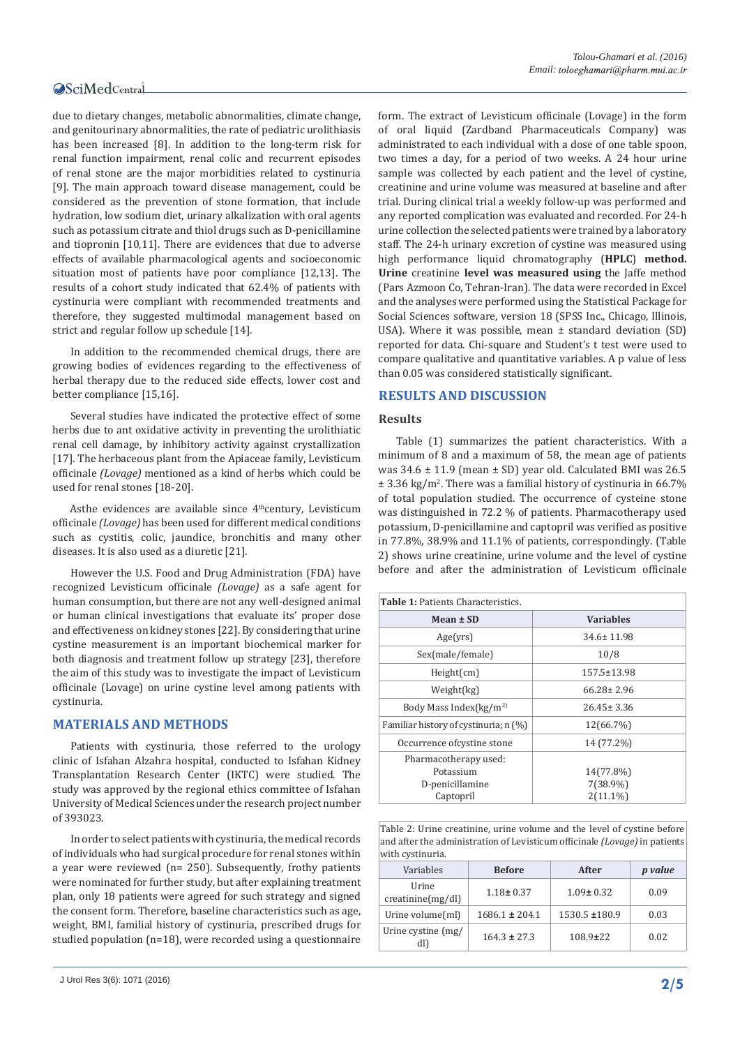due to dietary changes, metabolic abnormalities, climate change, and genitourinary abnormalities, the rate of pediatric urolithiasis has been increased [8]. In addition to the long-term risk for renal function impairment, renal colic and recurrent episodes of renal stone are the major morbidities related to cystinuria [9]. The main approach toward disease management, could be considered as the prevention of stone formation, that include hydration, low sodium diet, urinary alkalization with oral agents such as potassium citrate and thiol drugs such as D-penicillamine and tiopronin [10,11]. There are evidences that due to adverse effects of available pharmacological agents and socioeconomic situation most of patients have poor compliance [12,13]. The results of a cohort study indicated that 62.4% of patients with cystinuria were compliant with recommended treatments and therefore, they suggested multimodal management based on strict and regular follow up schedule [14].

In addition to the recommended chemical drugs, there are growing bodies of evidences regarding to the effectiveness of herbal therapy due to the reduced side effects, lower cost and better compliance [15,16].

Several studies have indicated the protective effect of some herbs due to ant oxidative activity in preventing the urolithiatic renal cell damage, by inhibitory activity against crystallization [17]. The herbaceous plant from the Apiaceae family, Levisticum officinale *(Lovage)* mentioned as a kind of herbs which could be used for renal stones [18-20].

Asthe evidences are available since 4[th]century, Levisticum officinale *(Lovage)* has been used for different medical conditions such as cystitis, colic, jaundice, bronchitis and many other diseases. It is also used as a diuretic [21].

However the U.S. Food and Drug Administration (FDA) have recognized Levisticum officinale *(Lovage)* as a safe agent for human consumption, but there are not any well-designed animal or human clinical investigations that evaluate its' proper dose and effectiveness on kidney stones [22]. By considering that urine cystine measurement is an important biochemical marker for both diagnosis and treatment follow up strategy [23], therefore the aim of this study was to investigate the impact of Levisticum officinale (Lovage) on urine cystine level among patients with cystinuria.

## MATERIALS AND METHODS

Patients with cystinuria, those referred to the urology clinic of Isfahan Alzahra hospital, conducted to Isfahan Kidney Transplantation Research Center (IKTC) were studied. The study was approved by the regional ethics committee of Isfahan University of Medical Sciences under the research project number of 393023.

In order to select patients with cystinuria, the medical records of individuals who had surgical procedure for renal stones within a year were reviewed (n= 250). Subsequently, frothy patients were nominated for further study, but after explaining treatment plan, only 18 patients were agreed for such strategy and signed the consent form. Therefore, baseline characteristics such as age, weight, BMI, familial history of cystinuria, prescribed drugs for studied population (n=18), were recorded using a questionnaire form. The extract of Levisticum officinale (Lovage) in the form of oral liquid (Zardband Pharmaceuticals Company) was administrated to each individual with a dose of one table spoon, two times a day, for a period of two weeks. A 24 hour urine sample was collected by each patient and the level of cystine, creatinine and urine volume was measured at baseline and after trial. During clinical trial a weekly follow-up was performed and any reported complication was evaluated and recorded. For 24-h urine collection the selected patients were trained by a laboratory staff. The 24-h urinary excretion of cystine was measured using high performance liquid chromatography (**HPLC**) **method. Urine** creatinine **level was measured using** the Jaffe method (Pars Azmoon Co, Tehran-Iran). The data were recorded in Excel and the analyses were performed using the Statistical Package for Social Sciences software, version 18 (SPSS Inc., Chicago, Illinois, USA). Where it was possible, mean ± standard deviation (SD) reported for data. Chi-square and Student's t test were used to compare qualitative and quantitative variables. A p value of less than 0.05 was considered statistically significant.

## RESULTS AND DISCUSSION

### Results

Table (1) summarizes the patient characteristics. With a minimum of 8 and a maximum of 58, the mean age of patients was 34.6 ± 11.9 (mean ± SD) year old. Calculated BMI was 26.5 ± 3.36 kg/m$^2$. There was a familial history of cystinuria in 66.7% of total population studied. The occurrence of cysteine stone was distinguished in 72.2 % of patients. Pharmacotherapy used potassium, D-penicillamine and captopril was verified as positive in 77.8%, 38.9% and 11.1% of patients, correspondingly. (Table 2) shows urine creatinine, urine volume and the level of cystine before and after the administration of Levisticum officinale

**Table 1:** Patients Characteristics.

| Mean ± SD | Variables |
|---|---|
| Age(yrs) | 34.6± 11.98 |
| Sex(male/female) | 10/8 |
| Height(cm) | 157.5±13.98 |
| Weight(kg) | 66.28± 2.96 |
| Body Mass Index(kg/m$^2$) | 26.45± 3.36 |
| Familiar history of cystinuria; n (%) | 12(66.7%) |
| Occurrence ofcystine stone | 14 (77.2%) |
| Pharmacotherapy used: Potassium D-penicillamine Captopril | 14(77.8%) 7(38.9%) 2(11.1%) |

Table 2: Urine creatinine, urine volume and the level of cystine before and after the administration of Levisticum officinale *(Lovage)* in patients with cystinuria.

| Variables | Before | After | *p value* |
|---|---|---|---|
| Urine creatinine(mg/dl) | 1.18± 0.37 | 1.09± 0.32 | 0.09 |
| Urine volume(ml) | 1686.1 ± 204.1 | 1530.5 ±180.9 | 0.03 |
| Urine cystine (mg/dl) | 164.3 ± 27.3 | 108.9±22 | 0.02 |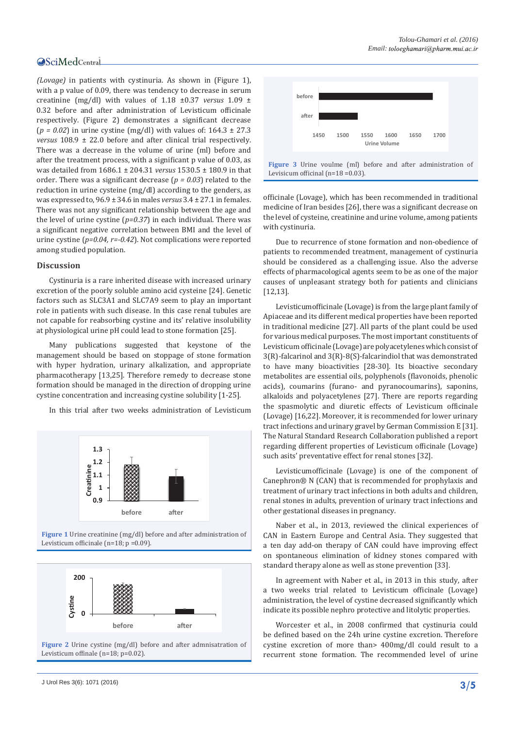(*Lovage*) in patients with cystinuria. As shown in (Figure 1), with a p value of 0.09, there was tendency to decrease in serum creatinine (mg/dl) with values of 1.18 ±0.37 *versus* 1.09 ± 0.32 before and after administration of Levisticum officinale respectively. (Figure 2) demonstrates a significant decrease ($p = 0.02$) in urine cystine (mg/dl) with values of: 164.3 ± 27.3 *versus* 108.9 ± 22.0 before and after clinical trial respectively. There was a decrease in the volume of urine (ml) before and after the treatment process, with a significant p value of 0.03, as was detailed from 1686.1 ± 204.31 *versus* 1530.5 ± 180.9 in that order. There was a significant decrease ($p = 0.03$) related to the reduction in urine cysteine (mg/dl) according to the genders, as was expressed to, 96.9 ± 34.6 in males *versus* 3.4 ± 27.1 in females. There was not any significant relationship between the age and the level of urine cystine ($p=0.37$) in each individual. There was a significant negative correlation between BMI and the level of urine cystine ($p=0.04$, $r=-0.42$). Not complications were reported among studied population.

## Discussion

Cystinuria is a rare inherited disease with increased urinary excretion of the poorly soluble amino acid cysteine [24]. Genetic factors such as SLC3A1 and SLC7A9 seem to play an important role in patients with such disease. In this case renal tubules are not capable for reabsorbing cystine and its' relative insolubility at physiological urine pH could lead to stone formation [25].

Many publications suggested that keystone of the management should be based on stoppage of stone formation with hyper hydration, urinary alkalization, and appropriate pharmacotherapy [13,25]. Therefore remedy to decrease stone formation should be managed in the direction of dropping urine cystine concentration and increasing cystine solubility [1-25].

In this trial after two weeks administration of Levisticum

**Figure 1** Urine creatinine (mg/dl) before and after administration of Levisticum officinale (n=18; p =0.09).

**Figure 2** Urine cystine (mg/dl) before and after admnisatration of Levisticum offinale (n=18; p=0.02).

**Figure 3** Urine voulme (ml) before and after administration of Levisicum officinal (n=18 =0.03).

officinale (Lovage), which has been recommended in traditional medicine of Iran besides [26], there was a significant decrease on the level of cysteine, creatinine and urine volume, among patients with cystinuria.

Due to recurrence of stone formation and non-obedience of patients to recommended treatment, management of cystinuria should be considered as a challenging issue. Also the adverse effects of pharmacological agents seem to be as one of the major causes of unpleasant strategy both for patients and clinicians [12,13].

Levisticumofficinale (Lovage) is from the large plant family of Apiaceae and its different medical properties have been reported in traditional medicine [27]. All parts of the plant could be used for various medical purposes. The most important constituents of Levisticum officinale (Lovage) are polyacetylenes which consist of 3(R)-falcarinol and 3(R)-8(S)-falcarindiol that was demonstrated to have many bioactivities [28-30]. Its bioactive secondary metabolites are essential oils, polyphenols (flavonoids, phenolic acids), coumarins (furano- and pyranocoumarins), saponins, alkaloids and polyacetylenes [27]. There are reports regarding the spasmolytic and diuretic effects of Levisticum officinale (Lovage) [16,22]. Moreover, it is recommended for lower urinary tract infections and urinary gravel by German Commission E [31]. The Natural Standard Research Collaboration published a report regarding different properties of Levisticum officinale (Lovage) such asits' preventative effect for renal stones [32].

Levisticumofficinale (Lovage) is one of the component of Canephron® N (CAN) that is recommended for prophylaxis and treatment of urinary tract infections in both adults and children, renal stones in adults, prevention of urinary tract infections and other gestational diseases in pregnancy.

Naber et al., in 2013, reviewed the clinical experiences of CAN in Eastern Europe and Central Asia. They suggested that a ten day add-on therapy of CAN could have improving effect on spontaneous elimination of kidney stones compared with standard therapy alone as well as stone prevention [33].

In agreement with Naber et al., in 2013 in this study, after a two weeks trial related to Levisticum officinale (Lovage) administration, the level of cystine decreased significantly which indicate its possible nephro protective and litolytic properties.

Worcester et al., in 2008 confirmed that cystinuria could be defined based on the 24h urine cystine excretion. Therefore cystine excretion of more than> 400mg/dl could result to a recurrent stone formation. The recommended level of urine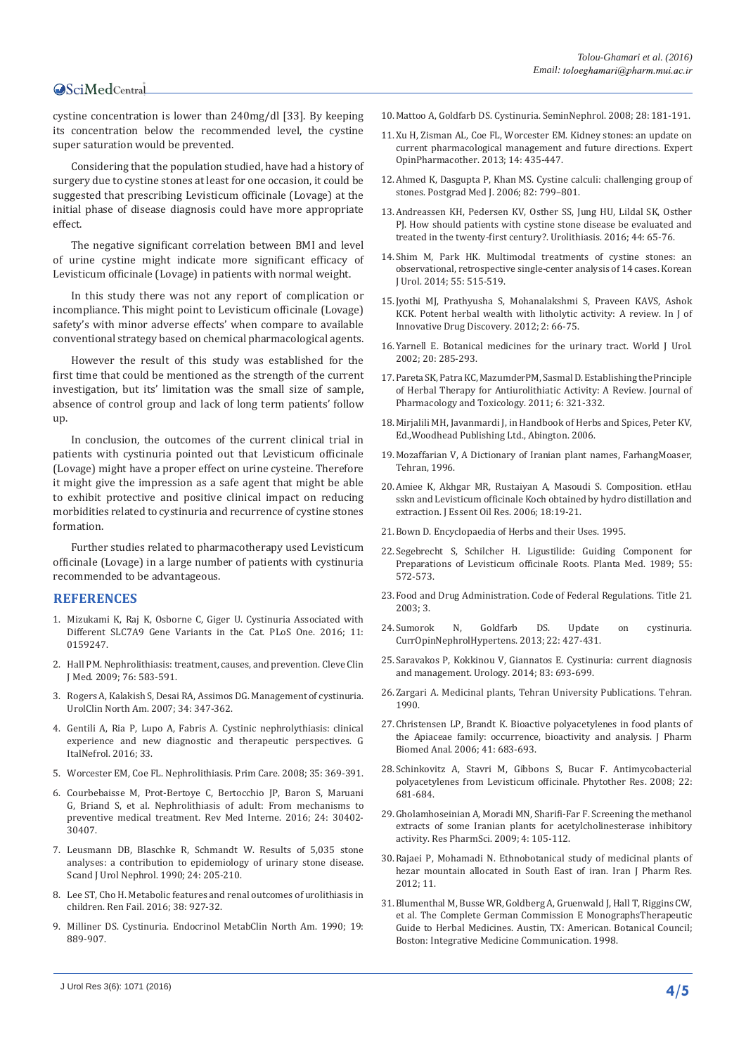cystine concentration is lower than 240mg/dl [33]. By keeping its concentration below the recommended level, the cystine super saturation would be prevented.

Considering that the population studied, have had a history of surgery due to cystine stones at least for one occasion, it could be suggested that prescribing Levisticum officinale (Lovage) at the initial phase of disease diagnosis could have more appropriate effect.

The negative significant correlation between BMI and level of urine cystine might indicate more significant efficacy of Levisticum officinale (Lovage) in patients with normal weight.

In this study there was not any report of complication or incompliance. This might point to Levisticum officinale (Lovage) safety's with minor adverse effects' when compare to available conventional strategy based on chemical pharmacological agents.

However the result of this study was established for the first time that could be mentioned as the strength of the current investigation, but its' limitation was the small size of sample, absence of control group and lack of long term patients' follow up.

In conclusion, the outcomes of the current clinical trial in patients with cystinuria pointed out that Levisticum officinale (Lovage) might have a proper effect on urine cysteine. Therefore it might give the impression as a safe agent that might be able to exhibit protective and positive clinical impact on reducing morbidities related to cystinuria and recurrence of cystine stones formation.

Further studies related to pharmacotherapy used Levisticum officinale (Lovage) in a large number of patients with cystinuria recommended to be advantageous.

## REFERENCES

1. Mizukami K, Raj K, Osborne C, Giger U. Cystinuria Associated with Different SLC7A9 Gene Variants in the Cat. PLoS One. 2016; 11: 0159247.
2. Hall PM. Nephrolithiasis: treatment, causes, and prevention. Cleve Clin J Med. 2009; 76: 583-591.
3. Rogers A, Kalakish S, Desai RA, Assimos DG. Management of cystinuria. UrolClin North Am. 2007; 34: 347-362.
4. Gentili A, Ria P, Lupo A, Fabris A. Cystinic nephrolythiasis: clinical experience and new diagnostic and therapeutic perspectives. G ItalNefrol. 2016; 33.
5. Worcester EM, Coe FL. Nephrolithiasis. Prim Care. 2008; 35: 369-391.
6. Courbebaisse M, Prot-Bertoye C, Bertocchio JP, Baron S, Maruani G, Briand S, et al. Nephrolithiasis of adult: From mechanisms to preventive medical treatment. Rev Med Interne. 2016; 24: 30402-30407.
7. Leusmann DB, Blaschke R, Schmandt W. Results of 5,035 stone analyses: a contribution to epidemiology of urinary stone disease. Scand J Urol Nephrol. 1990; 24: 205-210.
8. Lee ST, Cho H. Metabolic features and renal outcomes of urolithiasis in children. Ren Fail. 2016; 38: 927-32.
9. Milliner DS. Cystinuria. Endocrinol MetabClin North Am. 1990; 19: 889-907.
10. Mattoo A, Goldfarb DS. Cystinuria. SeminNephrol. 2008; 28: 181-191.
11. Xu H, Zisman AL, Coe FL, Worcester EM. Kidney stones: an update on current pharmacological management and future directions. Expert OpinPharmacother. 2013; 14: 435-447.
12. Ahmed K, Dasgupta P, Khan MS. Cystine calculi: challenging group of stones. Postgrad Med J. 2006; 82: 799–801.
13. Andreassen KH, Pedersen KV, Osther SS, Jung HU, Lildal SK, Osther PJ. How should patients with cystine stone disease be evaluated and treated in the twenty-first century?. Urolithiasis. 2016; 44: 65-76.
14. Shim M, Park HK. Multimodal treatments of cystine stones: an observational, retrospective single-center analysis of 14 cases. Korean J Urol. 2014; 55: 515-519.
15. Jyothi MJ, Prathyusha S, Mohanalakshmi S, Praveen KAVS, Ashok KCK. Potent herbal wealth with litholytic activity: A review. In J of Innovative Drug Discovery. 2012; 2: 66-75.
16. Yarnell E. Botanical medicines for the urinary tract. World J Urol. 2002; 20: 285-293.
17. Pareta SK, Patra KC, MazumderPM, Sasmal D. Establishing the Principle of Herbal Therapy for Antiurolithiatic Activity: A Review. Journal of Pharmacology and Toxicology. 2011; 6: 321-332.
18. Mirjalili MH, Javanmardi J, in Handbook of Herbs and Spices, Peter KV, Ed.,Woodhead Publishing Ltd., Abington. 2006.
19. Mozaffarian V, A Dictionary of Iranian plant names, FarhangMoaser, Tehran, 1996.
20. Amiee K, Akhgar MR, Rustaiyan A, Masoudi S. Composition. etHau sskn and Levisticum officinale Koch obtained by hydro distillation and extraction. J Essent Oil Res. 2006; 18:19-21.
21. Bown D. Encyclopaedia of Herbs and their Uses. 1995.
22. Segebrecht S, Schilcher H. Ligustilide: Guiding Component for Preparations of Levisticum officinale Roots. Planta Med. 1989; 55: 572-573.
23. Food and Drug Administration. Code of Federal Regulations. Title 21. 2003; 3.
24. Sumorok N, Goldfarb DS. Update on cystinuria. CurrOpinNephrolHypertens. 2013; 22: 427-431.
25. Saravakos P, Kokkinou V, Giannatos E. Cystinuria: current diagnosis and management. Urology. 2014; 83: 693-699.
26. Zargari A. Medicinal plants, Tehran University Publications. Tehran. 1990.
27. Christensen LP, Brandt K. Bioactive polyacetylenes in food plants of the Apiaceae family: occurrence, bioactivity and analysis. J Pharm Biomed Anal. 2006; 41: 683-693.
28. Schinkovitz A, Stavri M, Gibbons S, Bucar F. Antimycobacterial polyacetylenes from Levisticum officinale. Phytother Res. 2008; 22: 681-684.
29. Gholamhoseinian A, Moradi MN, Sharifi-Far F. Screening the methanol extracts of some Iranian plants for acetylcholinesterase inhibitory activity. Res PharmSci. 2009; 4: 105-112.
30. Rajaei P, Mohamadi N. Ethnobotanical study of medicinal plants of hezar mountain allocated in South East of iran. Iran J Pharm Res. 2012; 11.
31. Blumenthal M, Busse WR, Goldberg A, Gruenwald J, Hall T, Riggins CW, et al. The Complete German Commission E MonographsTherapeutic Guide to Herbal Medicines. Austin, TX: American. Botanical Council; Boston: Integrative Medicine Communication. 1998.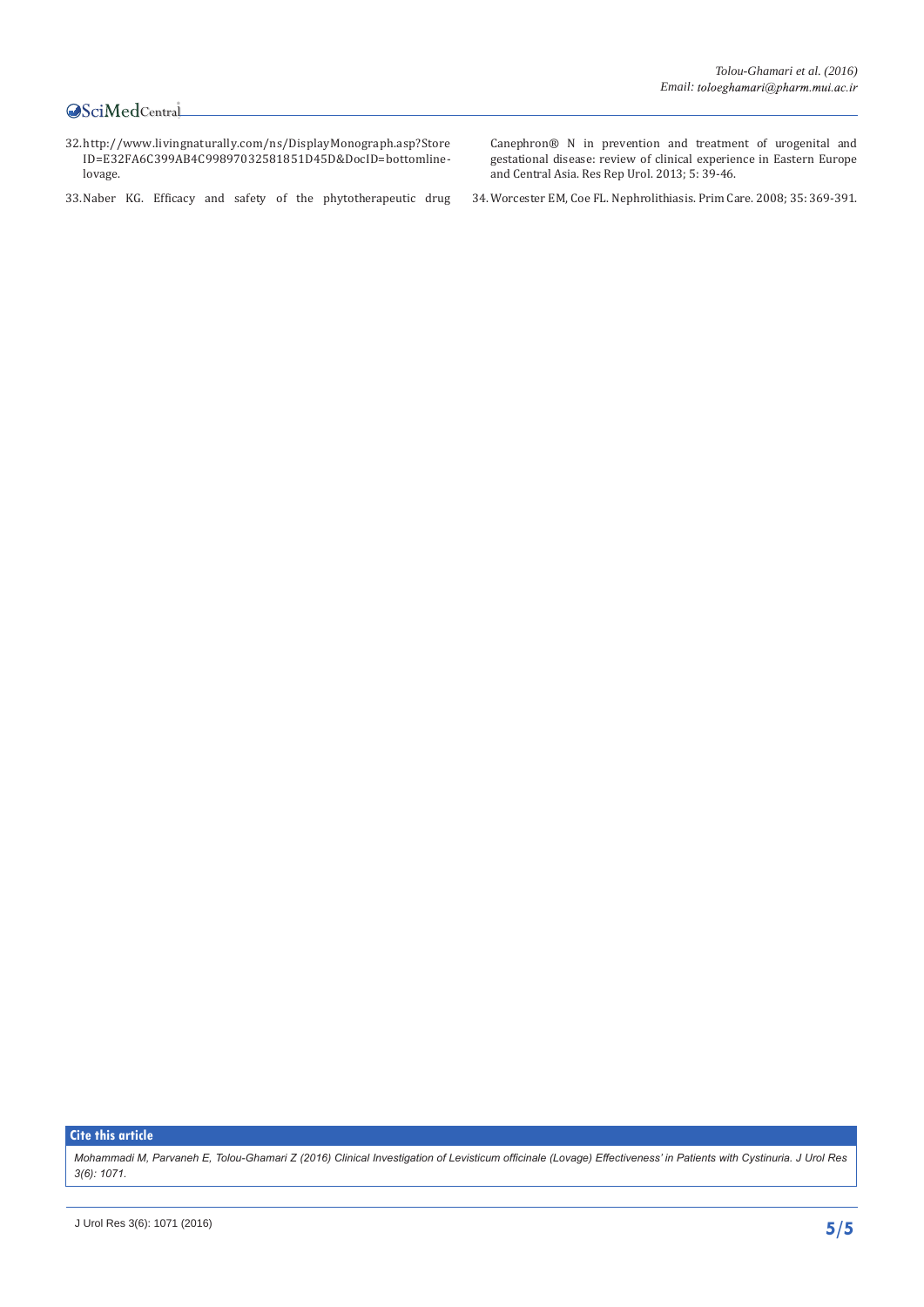32. http://www.livingnaturally.com/ns/DisplayMonograph.asp?StoreID=E32FA6C399AB4C99897032581851D45D&DocID=bottomline-lovage.

33. Naber KG. Efficacy and safety of the phytotherapeutic drug Canephron® N in prevention and treatment of urogenital and gestational disease: review of clinical experience in Eastern Europe and Central Asia. Res Rep Urol. 2013; 5: 39-46.

34. Worcester EM, Coe FL. Nephrolithiasis. Prim Care. 2008; 35: 369-391.

**Cite this article**

*Mohammadi M, Parvaneh E, Tolou-Ghamari Z (2016) Clinical Investigation of Levisticum officinale (Lovage) Effectiveness' in Patients with Cystinuria. J Urol Res 3(6): 1071.*